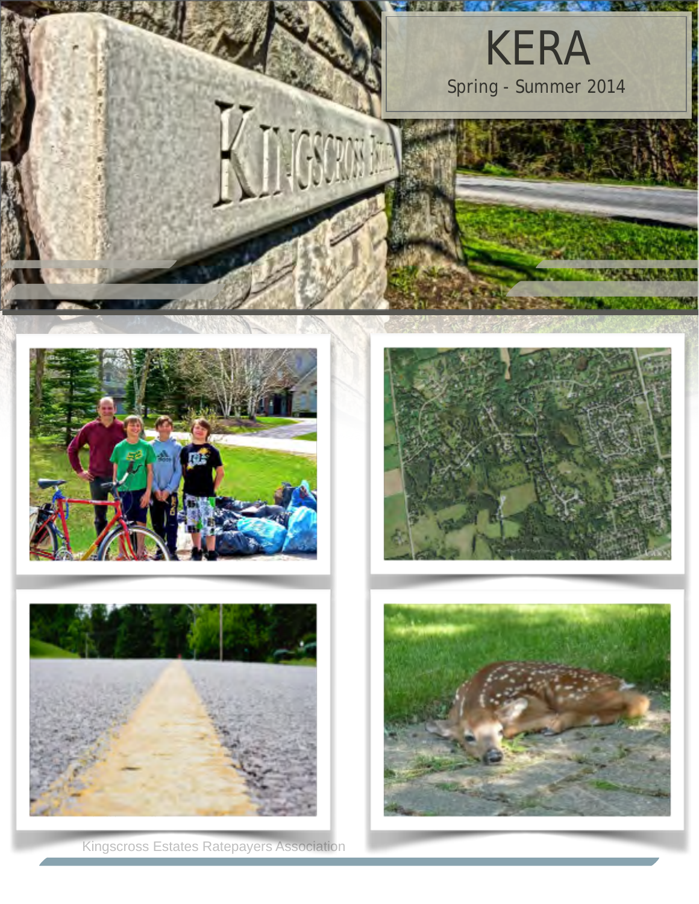# KERA

Spring - Summer 2014

Kingscross Estates Ratepayers Association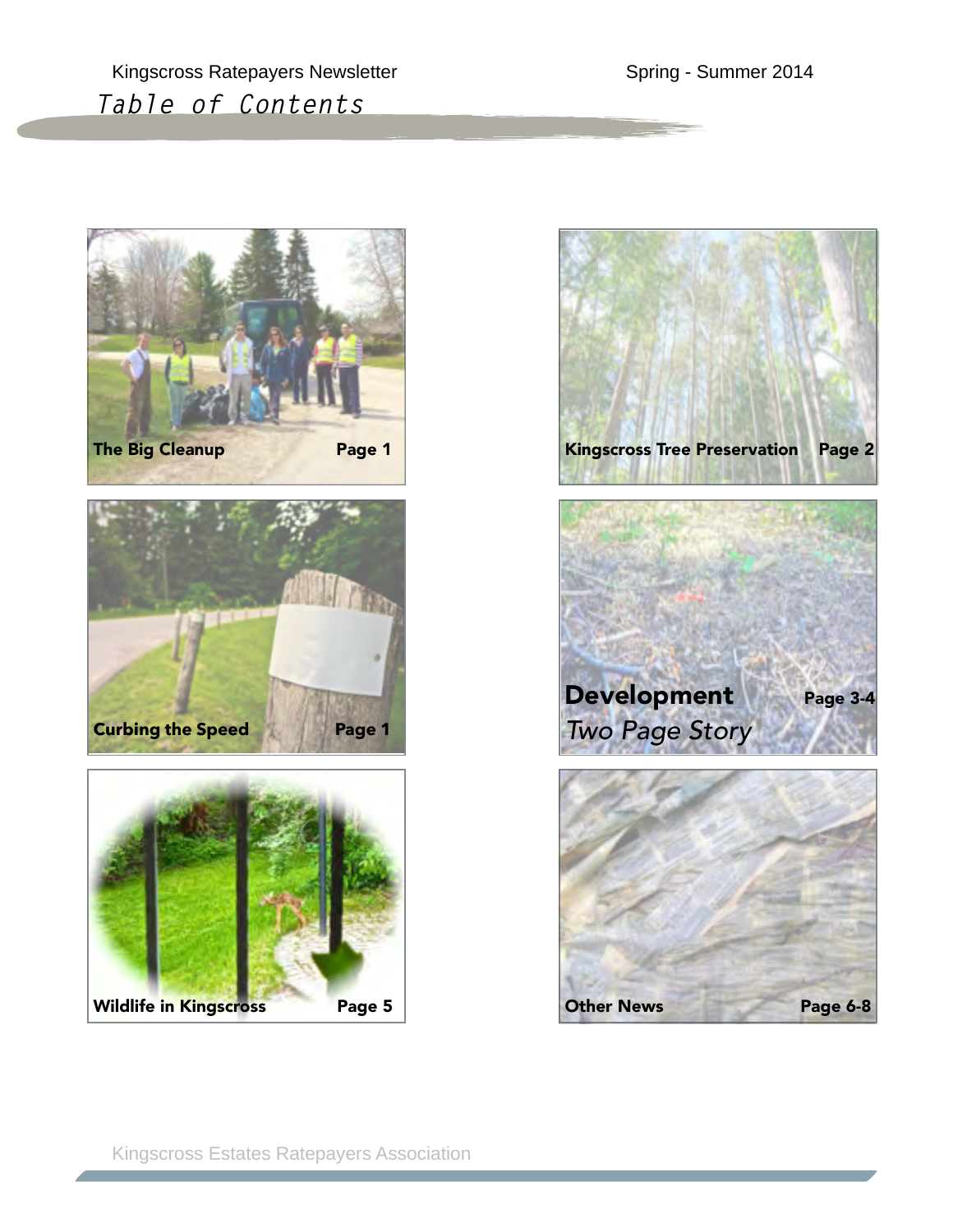# Table of Contents

**The Big Cleanup** — **Page 1**

**Kingscross Tree Preservation** — **Page 2**

**Curbing the Speed** — **Page 1**

**Development** — **Page 3-4**
*Two Page Story*

**Wildlife in Kingscross** — **Page 5**

**Other News** — **Page 6-8**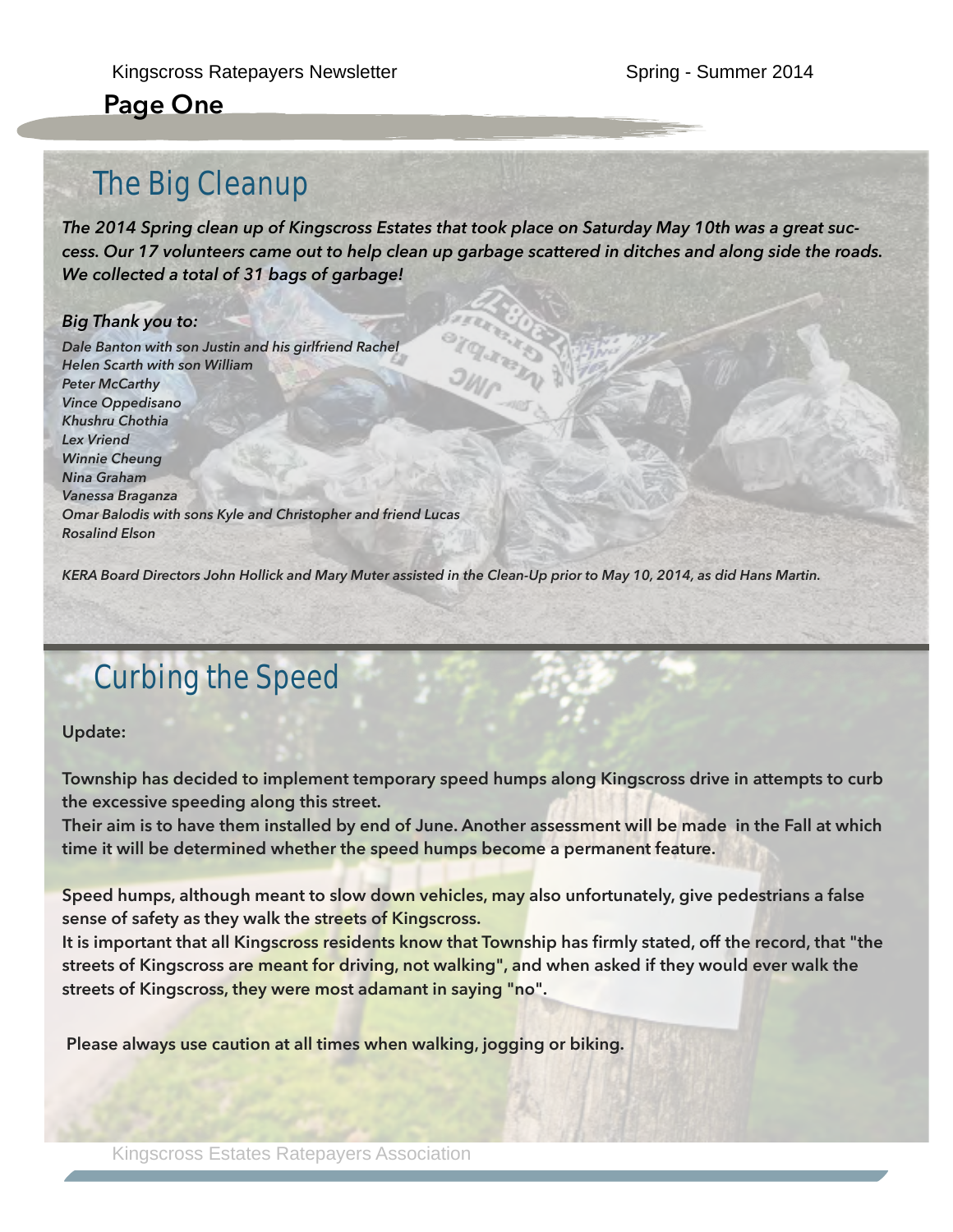## Page One

# The Big Cleanup

***The 2014 Spring clean up of Kingscross Estates that took place on Saturday May 10th was a great success. Our 17 volunteers came out to help clean up garbage scattered in ditches and along side the roads. We collected a total of 31 bags of garbage!***

***Big Thank you to:***

*Dale Banton with son Justin and his girlfriend Rachel*
*Helen Scarth with son William*
*Peter McCarthy*
*Vince Oppedisano*
*Khushru Chothia*
*Lex Vriend*
*Winnie Cheung*
*Nina Graham*
*Vanessa Braganza*
*Omar Balodis with sons Kyle and Christopher and friend Lucas*
*Rosalind Elson*

*KERA Board Directors John Hollick and Mary Muter assisted in the Clean-Up prior to May 10, 2014, as did Hans Martin.*

# Curbing the Speed

**Update:**

**Township has decided to implement temporary speed humps along Kingscross drive in attempts to curb the excessive speeding along this street.**
**Their aim is to have them installed by end of June. Another assessment will be made in the Fall at which time it will be determined whether the speed humps become a permanent feature.**

**Speed humps, although meant to slow down vehicles, may also unfortunately, give pedestrians a false sense of safety as they walk the streets of Kingscross.**
**It is important that all Kingscross residents know that Township has firmly stated, off the record, that "the streets of Kingscross are meant for driving, not walking", and when asked if they would ever walk the streets of Kingscross, they were most adamant in saying "no".**

**Please always use caution at all times when walking, jogging or biking.**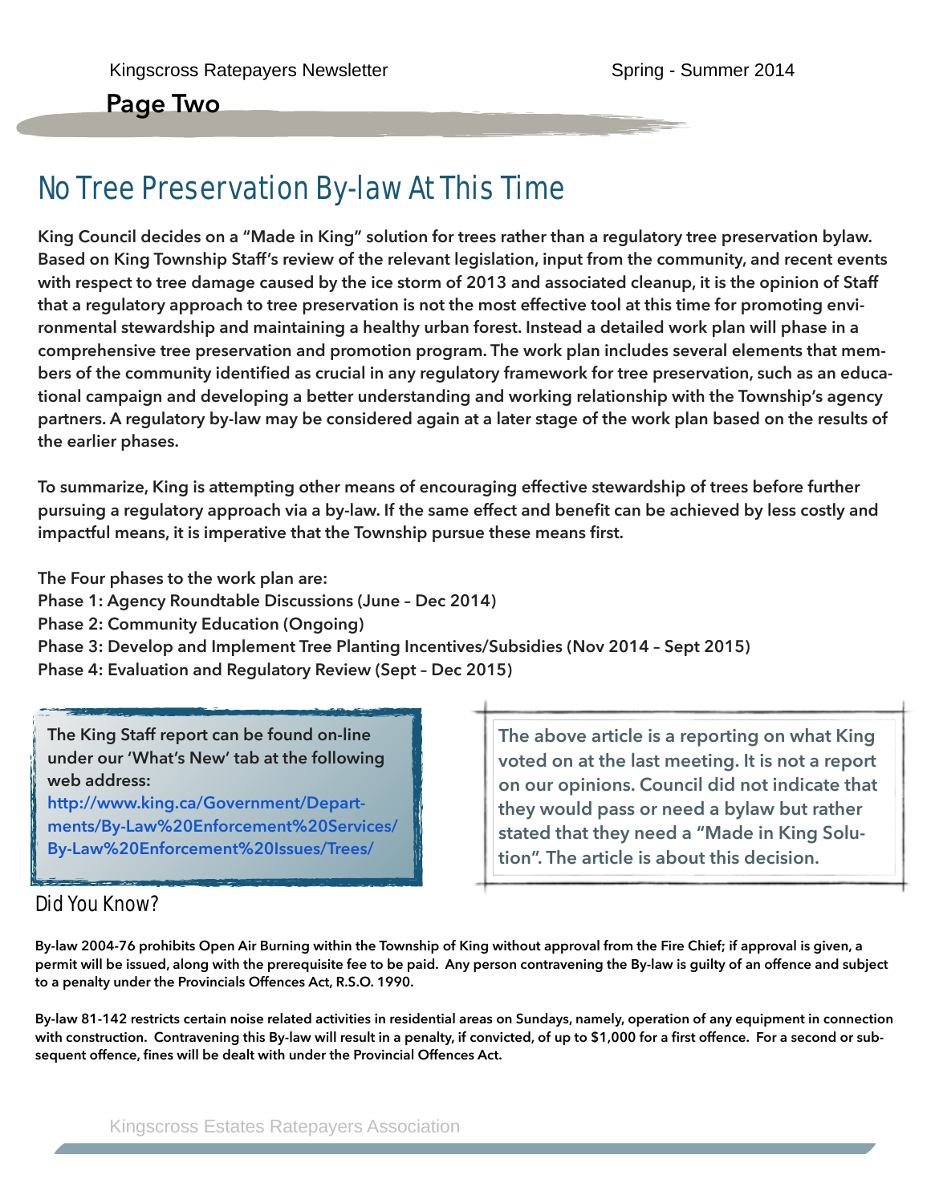## Page Two

# No Tree Preservation By-law At This Time

**King Council decides on a "Made in King" solution for trees rather than a regulatory tree preservation bylaw. Based on King Township Staff's review of the relevant legislation, input from the community, and recent events with respect to tree damage caused by the ice storm of 2013 and associated cleanup, it is the opinion of Staff that a regulatory approach to tree preservation is not the most effective tool at this time for promoting environmental stewardship and maintaining a healthy urban forest. Instead a detailed work plan will phase in a comprehensive tree preservation and promotion program. The work plan includes several elements that members of the community identified as crucial in any regulatory framework for tree preservation, such as an educational campaign and developing a better understanding and working relationship with the Township's agency partners. A regulatory by-law may be considered again at a later stage of the work plan based on the results of the earlier phases.**

**To summarize, King is attempting other means of encouraging effective stewardship of trees before further pursuing a regulatory approach via a by-law. If the same effect and benefit can be achieved by less costly and impactful means, it is imperative that the Township pursue these means first.**

**The Four phases to the work plan are:**
**Phase 1: Agency Roundtable Discussions (June – Dec 2014)**
**Phase 2: Community Education (Ongoing)**
**Phase 3: Develop and Implement Tree Planting Incentives/Subsidies (Nov 2014 – Sept 2015)**
**Phase 4: Evaluation and Regulatory Review (Sept – Dec 2015)**

**The King Staff report can be found on-line under our 'What's New' tab at the following web address:**
**http://www.king.ca/Government/Departments/By-Law%20Enforcement%20Services/By-Law%20Enforcement%20Issues/Trees/**

**The above article is a reporting on what King voted on at the last meeting. It is not a report on our opinions. Council did not indicate that they would pass or need a bylaw but rather stated that they need a "Made in King Solution". The article is about this decision.**

## Did You Know?

**By-law 2004-76 prohibits Open Air Burning within the Township of King without approval from the Fire Chief; if approval is given, a permit will be issued, along with the prerequisite fee to be paid. Any person contravening the By-law is guilty of an offence and subject to a penalty under the Provincials Offences Act, R.S.O. 1990.**

**By-law 81-142 restricts certain noise related activities in residential areas on Sundays, namely, operation of any equipment in connection with construction. Contravening this By-law will result in a penalty, if convicted, of up to $1,000 for a first offence. For a second or subsequent offence, fines will be dealt with under the Provincial Offences Act.**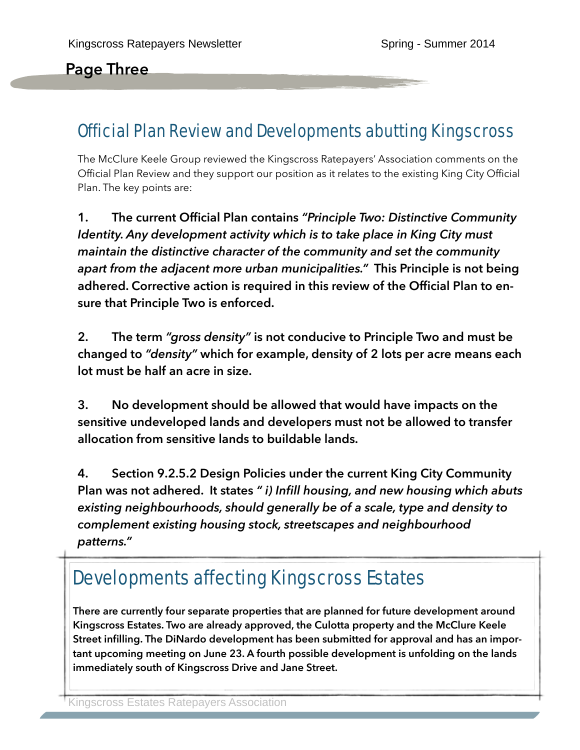## Official Plan Review and Developments abutting Kingscross

The McClure Keele Group reviewed the Kingscross Ratepayers' Association comments on the Official Plan Review and they support our position as it relates to the existing King City Official Plan. The key points are:

**1. The current Official Plan contains *"Principle Two: Distinctive Community Identity. Any development activity which is to take place in King City must maintain the distinctive character of the community and set the community apart from the adjacent more urban municipalities."* This Principle is not being adhered. Corrective action is required in this review of the Official Plan to ensure that Principle Two is enforced.**

**2. The term *"gross density"* is not conducive to Principle Two and must be changed to *"density"* which for example, density of 2 lots per acre means each lot must be half an acre in size.**

**3. No development should be allowed that would have impacts on the sensitive undeveloped lands and developers must not be allowed to transfer allocation from sensitive lands to buildable lands.**

**4. Section 9.2.5.2 Design Policies under the current King City Community Plan was not adhered. It states *" i) Infill housing, and new housing which abuts existing neighbourhoods, should generally be of a scale, type and density to complement existing housing stock, streetscapes and neighbourhood patterns."***

## Developments affecting Kingscross Estates

**There are currently four separate properties that are planned for future development around Kingscross Estates. Two are already approved, the Culotta property and the McClure Keele Street infilling. The DiNardo development has been submitted for approval and has an important upcoming meeting on June 23. A fourth possible development is unfolding on the lands immediately south of Kingscross Drive and Jane Street.**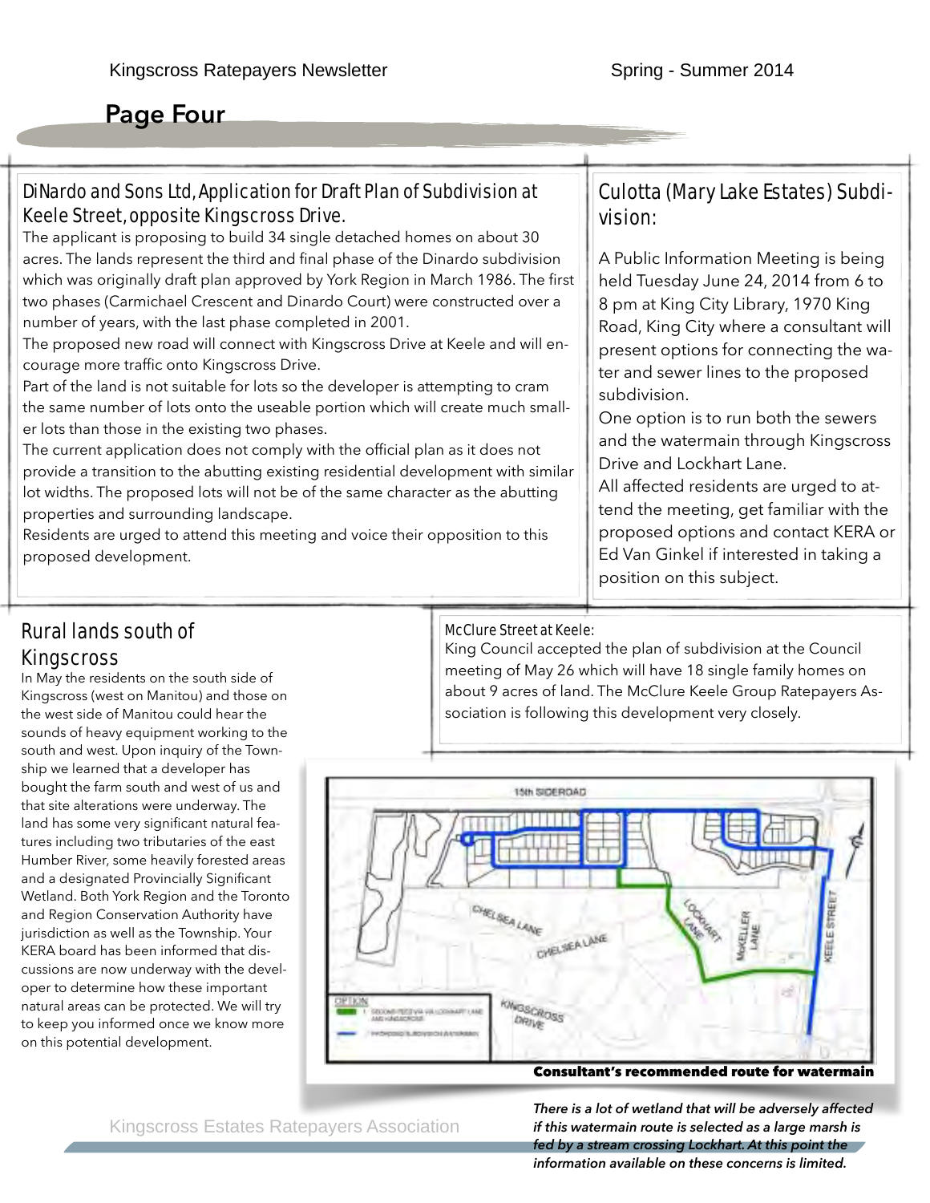# Page Four

## DiNardo and Sons Ltd, Application for Draft Plan of Subdivision at Keele Street, opposite Kingscross Drive.

The applicant is proposing to build 34 single detached homes on about 30 acres. The lands represent the third and final phase of the Dinardo subdivision which was originally draft plan approved by York Region in March 1986. The first two phases (Carmichael Crescent and Dinardo Court) were constructed over a number of years, with the last phase completed in 2001.

The proposed new road will connect with Kingscross Drive at Keele and will encourage more traffic onto Kingscross Drive.

Part of the land is not suitable for lots so the developer is attempting to cram the same number of lots onto the useable portion which will create much smaller lots than those in the existing two phases.

The current application does not comply with the official plan as it does not provide a transition to the abutting existing residential development with similar lot widths. The proposed lots will not be of the same character as the abutting properties and surrounding landscape.

Residents are urged to attend this meeting and voice their opposition to this proposed development.

## Culotta (Mary Lake Estates) Subdivision:

A Public Information Meeting is being held Tuesday June 24, 2014 from 6 to 8 pm at King City Library, 1970 King Road, King City where a consultant will present options for connecting the water and sewer lines to the proposed subdivision.

One option is to run both the sewers and the watermain through Kingscross Drive and Lockhart Lane.

All affected residents are urged to attend the meeting, get familiar with the proposed options and contact KERA or Ed Van Ginkel if interested in taking a position on this subject.

## Rural lands south of Kingscross

In May the residents on the south side of Kingscross (west on Manitou) and those on the west side of Manitou could hear the sounds of heavy equipment working to the south and west. Upon inquiry of the Township we learned that a developer has bought the farm south and west of us and that site alterations were underway. The land has some very significant natural features including two tributaries of the east Humber River, some heavily forested areas and a designated Provincially Significant Wetland. Both York Region and the Toronto and Region Conservation Authority have jurisdiction as well as the Township. Your KERA board has been informed that discussions are now underway with the developer to determine how these important natural areas can be protected. We will try to keep you informed once we know more on this potential development.

### McClure Street at Keele:

King Council accepted the plan of subdivision at the Council meeting of May 26 which will have 18 single family homes on about 9 acres of land. The McClure Keele Group Ratepayers Association is following this development very closely.

15th SIDEROAD

CHELSEA LANE

CHELSEA LANE

LOCKHART LANE

McKELLER LANE

KEELE STREET

KINGSCROSS DRIVE

OPTION

**Consultant's recommended route for watermain**

***There is a lot of wetland that will be adversely affected if this watermain route is selected as a large marsh is fed by a stream crossing Lockhart. At this point the information available on these concerns is limited.***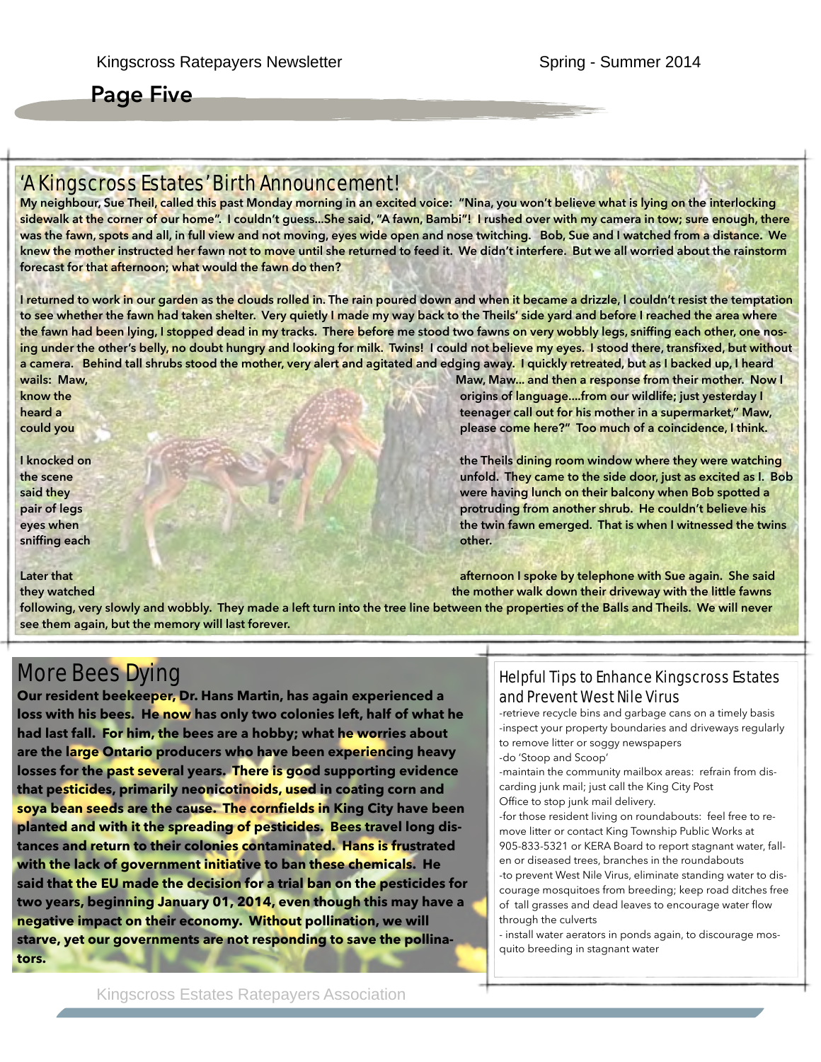## Page Five

### 'A Kingscross Estates' Birth Announcement!

**My neighbour, Sue Theil, called this past Monday morning in an excited voice: "Nina, you won't believe what is lying on the interlocking sidewalk at the corner of our home". I couldn't guess...She said, "A fawn, Bambi"! I rushed over with my camera in tow; sure enough, there was the fawn, spots and all, in full view and not moving, eyes wide open and nose twitching. Bob, Sue and I watched from a distance. We knew the mother instructed her fawn not to move until she returned to feed it. We didn't interfere. But we all worried about the rainstorm forecast for that afternoon; what would the fawn do then?**

**I returned to work in our garden as the clouds rolled in. The rain poured down and when it became a drizzle, I couldn't resist the temptation to see whether the fawn had taken shelter. Very quietly I made my way back to the Theils' side yard and before I reached the area where the fawn had been lying, I stopped dead in my tracks. There before me stood two fawns on very wobbly legs, sniffing each other, one nosing under the other's belly, no doubt hungry and looking for milk. Twins! I could not believe my eyes. I stood there, transfixed, but without a camera. Behind tall shrubs stood the mother, very alert and agitated and edging away. I quickly retreated, but as I backed up, I heard wails: Maw, Maw... and then a response from their mother. Now I know the origins of language....from our wildlife; just yesterday I heard a teenager call out for his mother in a supermarket," Maw, could you please come here?" Too much of a coincidence, I think.**

**I knocked on the Theils dining room window where they were watching the scene unfold. They came to the side door, just as excited as I. Bob said they were having lunch on their balcony when Bob spotted a pair of legs protruding from another shrub. He couldn't believe his eyes when the twin fawn emerged. That is when I witnessed the twins sniffing each other.**

**Later that afternoon I spoke by telephone with Sue again. She said they watched the mother walk down their driveway with the little fawns following, very slowly and wobbly. They made a left turn into the tree line between the properties of the Balls and Theils. We will never see them again, but the memory will last forever.**

### More Bees Dying

**Our resident beekeeper, Dr. Hans Martin, has again experienced a loss with his bees. He now has only two colonies left, half of what he had last fall. For him, the bees are a hobby; what he worries about are the large Ontario producers who have been experiencing heavy losses for the past several years. There is good supporting evidence that pesticides, primarily neonicotinoids, used in coating corn and soya bean seeds are the cause. The cornfields in King City have been planted and with it the spreading of pesticides. Bees travel long distances and return to their colonies contaminated. Hans is frustrated with the lack of government initiative to ban these chemicals. He said that the EU made the decision for a trial ban on the pesticides for two years, beginning January 01, 2014, even though this may have a negative impact on their economy. Without pollination, we will starve, yet our governments are not responding to save the pollinators.**

### Helpful Tips to Enhance Kingscross Estates and Prevent West Nile Virus

-retrieve recycle bins and garbage cans on a timely basis
-inspect your property boundaries and driveways regularly to remove litter or soggy newspapers
-do 'Stoop and Scoop'
-maintain the community mailbox areas: refrain from discarding junk mail; just call the King City Post Office to stop junk mail delivery.
-for those resident living on roundabouts: feel free to remove litter or contact King Township Public Works at 905-833-5321 or KERA Board to report stagnant water, fallen or diseased trees, branches in the roundabouts
-to prevent West Nile Virus, eliminate standing water to discourage mosquitoes from breeding; keep road ditches free of tall grasses and dead leaves to encourage water flow through the culverts
- install water aerators in ponds again, to discourage mosquito breeding in stagnant water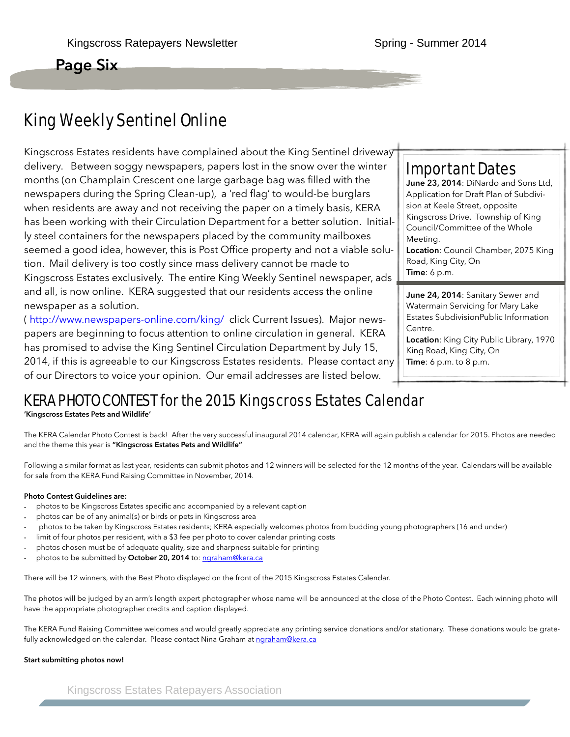## Page Six

# King Weekly Sentinel Online

Kingscross Estates residents have complained about the King Sentinel driveway delivery. Between soggy newspapers, papers lost in the snow over the winter months (on Champlain Crescent one large garbage bag was filled with the newspapers during the Spring Clean-up), a 'red flag' to would-be burglars when residents are away and not receiving the paper on a timely basis, KERA has been working with their Circulation Department for a better solution. Initially steel containers for the newspapers placed by the community mailboxes seemed a good idea, however, this is Post Office property and not a viable solution. Mail delivery is too costly since mass delivery cannot be made to Kingscross Estates exclusively. The entire King Weekly Sentinel newspaper, ads and all, is now online. KERA suggested that our residents access the online newspaper as a solution.
( http://www.newspapers-online.com/king/ click Current Issues). Major newspapers are beginning to focus attention to online circulation in general. KERA has promised to advise the King Sentinel Circulation Department by July 15, 2014, if this is agreeable to our Kingscross Estates residents. Please contact any of our Directors to voice your opinion. Our email addresses are listed below.

## Important Dates

**June 23, 2014**: DiNardo and Sons Ltd, Application for Draft Plan of Subdivision at Keele Street, opposite Kingscross Drive. Township of King Council/Committee of the Whole Meeting.
**Location**: Council Chamber, 2075 King Road, King City, On
**Time**: 6 p.m.

**June 24, 2014**: Sanitary Sewer and Watermain Servicing for Mary Lake Estates SubdivisionPublic Information Centre.
**Location**: King City Public Library, 1970 King Road, King City, On
**Time**: 6 p.m. to 8 p.m.

# KERA PHOTO CONTEST for the 2015 Kingscross Estates Calendar

**'Kingscross Estates Pets and Wildlife'**

The KERA Calendar Photo Contest is back! After the very successful inaugural 2014 calendar, KERA will again publish a calendar for 2015. Photos are needed and the theme this year is **"Kingscross Estates Pets and Wildlife"**

Following a similar format as last year, residents can submit photos and 12 winners will be selected for the 12 months of the year. Calendars will be available for sale from the KERA Fund Raising Committee in November, 2014.

**Photo Contest Guidelines are:**

- photos to be Kingscross Estates specific and accompanied by a relevant caption
- photos can be of any animal(s) or birds or pets in Kingscross area
- photos to be taken by Kingscross Estates residents; KERA especially welcomes photos from budding young photographers (16 and under)
- limit of four photos per resident, with a $3 fee per photo to cover calendar printing costs
- photos chosen must be of adequate quality, size and sharpness suitable for printing
- photos to be submitted by **October 20, 2014** to: ngraham@kera.ca

There will be 12 winners, with the Best Photo displayed on the front of the 2015 Kingscross Estates Calendar.

The photos will be judged by an arm's length expert photographer whose name will be announced at the close of the Photo Contest. Each winning photo will have the appropriate photographer credits and caption displayed.

The KERA Fund Raising Committee welcomes and would greatly appreciate any printing service donations and/or stationary. These donations would be gratefully acknowledged on the calendar. Please contact Nina Graham at ngraham@kera.ca

**Start submitting photos now!**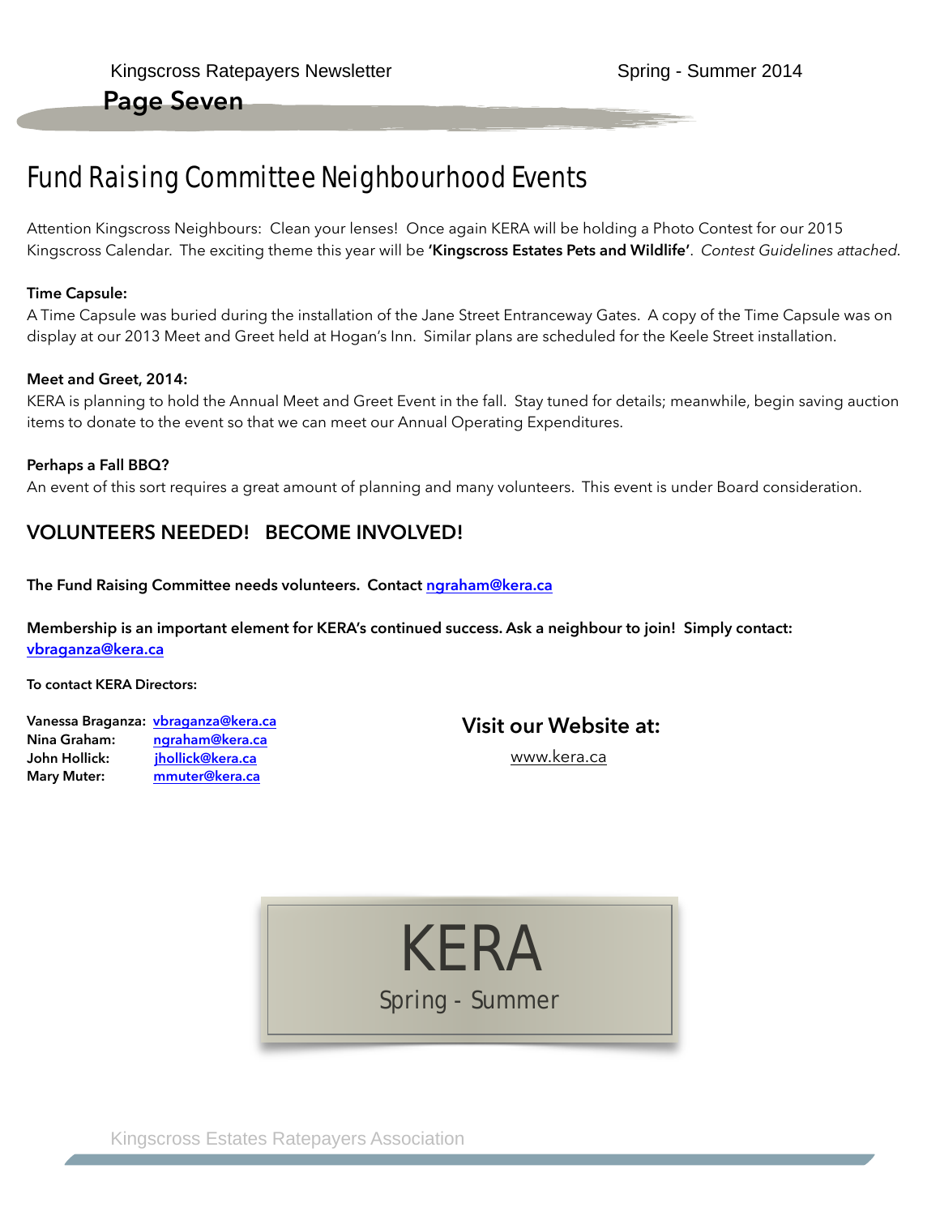## Page Seven

# Fund Raising Committee Neighbourhood Events

Attention Kingscross Neighbours: Clean your lenses! Once again KERA will be holding a Photo Contest for our 2015 Kingscross Calendar. The exciting theme this year will be **'Kingscross Estates Pets and Wildlife'**. *Contest Guidelines attached.*

**Time Capsule:**
A Time Capsule was buried during the installation of the Jane Street Entranceway Gates. A copy of the Time Capsule was on display at our 2013 Meet and Greet held at Hogan's Inn. Similar plans are scheduled for the Keele Street installation.

**Meet and Greet, 2014:**
KERA is planning to hold the Annual Meet and Greet Event in the fall. Stay tuned for details; meanwhile, begin saving auction items to donate to the event so that we can meet our Annual Operating Expenditures.

**Perhaps a Fall BBQ?**
An event of this sort requires a great amount of planning and many volunteers. This event is under Board consideration.

## VOLUNTEERS NEEDED! BECOME INVOLVED!

**The Fund Raising Committee needs volunteers. Contact ngraham@kera.ca**

**Membership is an important element for KERA's continued success. Ask a neighbour to join! Simply contact: vbraganza@kera.ca**

**To contact KERA Directors:**

**Vanessa Braganza:** vbraganza@kera.ca
**Nina Graham:** ngraham@kera.ca
**John Hollick:** jhollick@kera.ca
**Mary Muter:** mmuter@kera.ca

**Visit our Website at:**

www.kera.ca

KERA
Spring - Summer